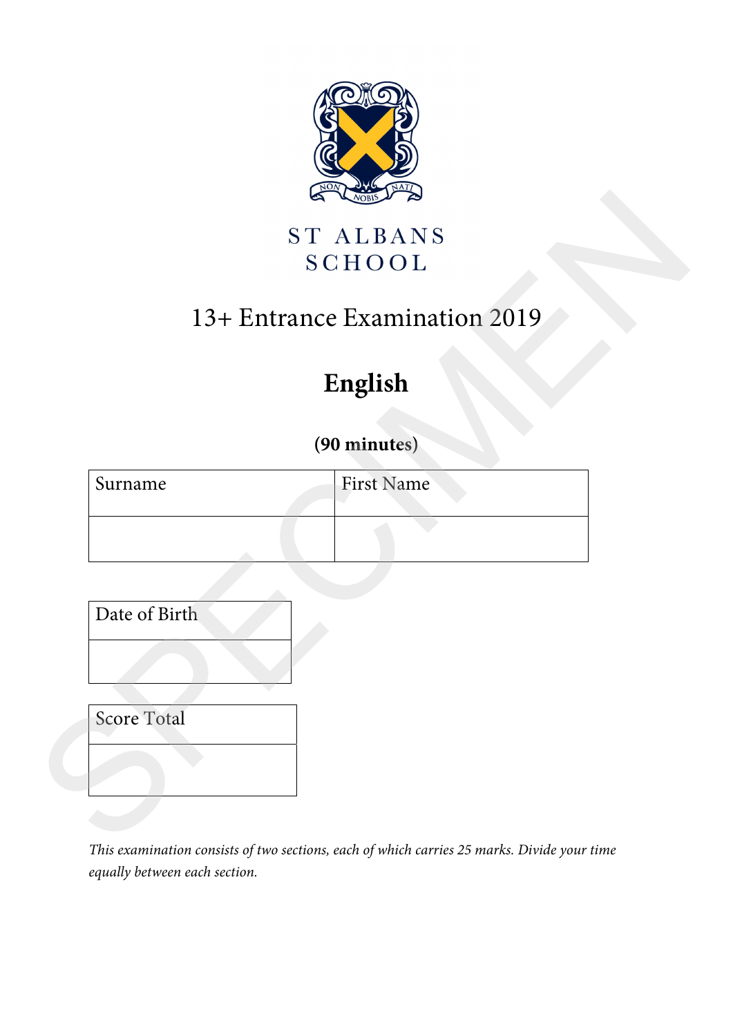ST ALBANS
SCHOOL

# 13+ Entrance Examination 2019

# English

**(90 minutes)**

| Surname | First Name |
| --- | --- |
| | |

| Date of Birth |
| --- |
| |

| Score Total |
| --- |
| |

*This examination consists of two sections, each of which carries 25 marks. Divide your time equally between each section.*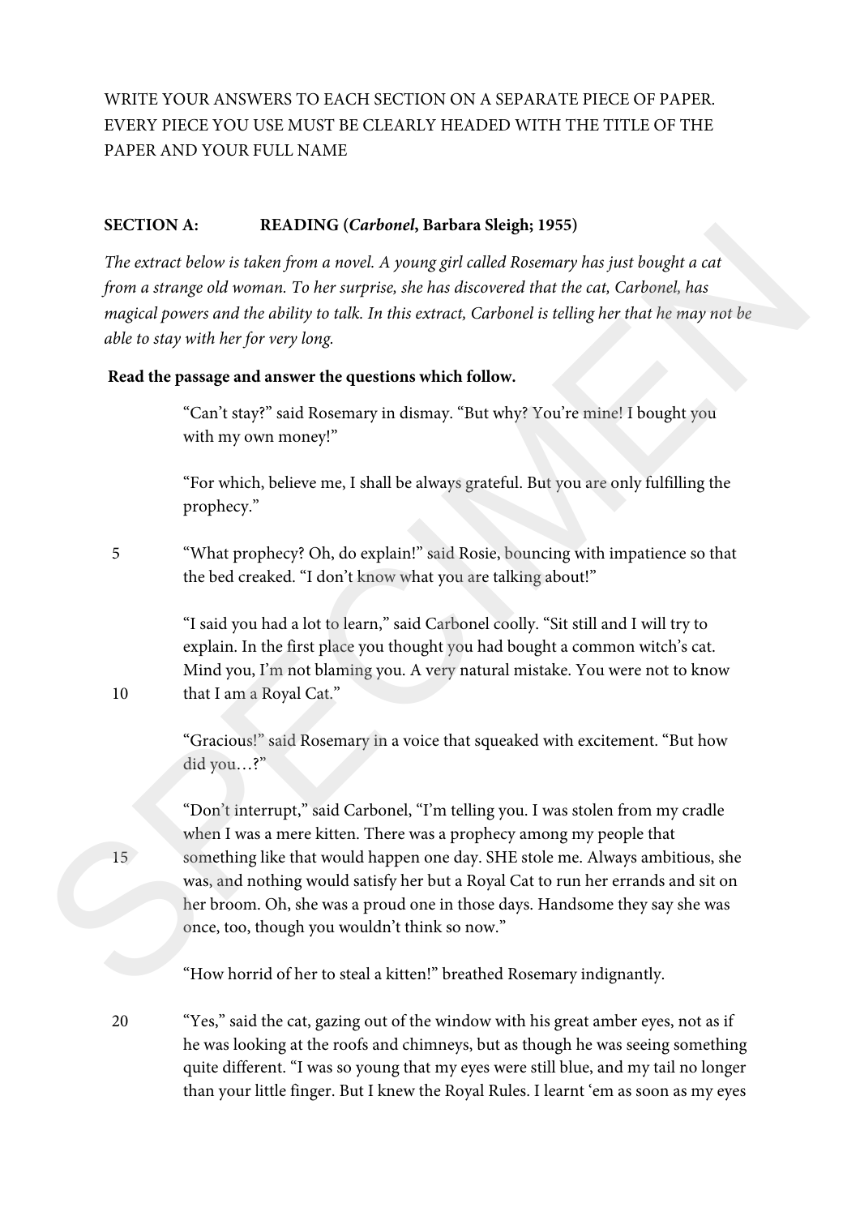WRITE YOUR ANSWERS TO EACH SECTION ON A SEPARATE PIECE OF PAPER. EVERY PIECE YOU USE MUST BE CLEARLY HEADED WITH THE TITLE OF THE PAPER AND YOUR FULL NAME

**SECTION A: READING (*Carbonel*, Barbara Sleigh; 1955)**

*The extract below is taken from a novel. A young girl called Rosemary has just bought a cat from a strange old woman. To her surprise, she has discovered that the cat, Carbonel, has magical powers and the ability to talk. In this extract, Carbonel is telling her that he may not be able to stay with her for very long.*

**Read the passage and answer the questions which follow.**

"Can't stay?" said Rosemary in dismay. "But why? You're mine! I bought you with my own money!"

"For which, believe me, I shall be always grateful. But you are only fulfilling the prophecy."

5 "What prophecy? Oh, do explain!" said Rosie, bouncing with impatience so that the bed creaked. "I don't know what you are talking about!"

"I said you had a lot to learn," said Carbonel coolly. "Sit still and I will try to explain. In the first place you thought you had bought a common witch's cat. Mind you, I'm not blaming you. A very natural mistake. You were not to know

10 that I am a Royal Cat."

"Gracious!" said Rosemary in a voice that squeaked with excitement. "But how did you…?"

"Don't interrupt," said Carbonel, "I'm telling you. I was stolen from my cradle when I was a mere kitten. There was a prophecy among my people that

15 something like that would happen one day. SHE stole me. Always ambitious, she was, and nothing would satisfy her but a Royal Cat to run her errands and sit on her broom. Oh, she was a proud one in those days. Handsome they say she was once, too, though you wouldn't think so now."

"How horrid of her to steal a kitten!" breathed Rosemary indignantly.

20 "Yes," said the cat, gazing out of the window with his great amber eyes, not as if he was looking at the roofs and chimneys, but as though he was seeing something quite different. "I was so young that my eyes were still blue, and my tail no longer than your little finger. But I knew the Royal Rules. I learnt 'em as soon as my eyes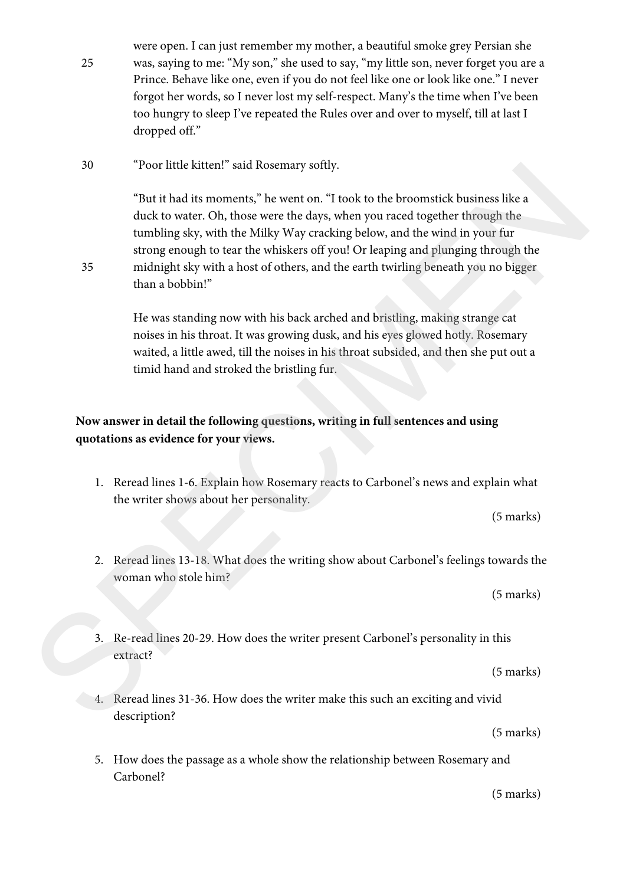were open. I can just remember my mother, a beautiful smoke grey Persian she was, saying to me: "My son," she used to say, "my little son, never forget you are a Prince. Behave like one, even if you do not feel like one or look like one." I never forgot her words, so I never lost my self-respect. Many's the time when I've been too hungry to sleep I've repeated the Rules over and over to myself, till at last I dropped off."

"Poor little kitten!" said Rosemary softly.

"But it had its moments," he went on. "I took to the broomstick business like a duck to water. Oh, those were the days, when you raced together through the tumbling sky, with the Milky Way cracking below, and the wind in your fur strong enough to tear the whiskers off you! Or leaping and plunging through the midnight sky with a host of others, and the earth twirling beneath you no bigger than a bobbin!"

He was standing now with his back arched and bristling, making strange cat noises in his throat. It was growing dusk, and his eyes glowed hotly. Rosemary waited, a little awed, till the noises in his throat subsided, and then she put out a timid hand and stroked the bristling fur.

**Now answer in detail the following questions, writing in full sentences and using quotations as evidence for your views.**

1. Reread lines 1-6. Explain how Rosemary reacts to Carbonel's news and explain what the writer shows about her personality.

   (5 marks)

2. Reread lines 13-18. What does the writing show about Carbonel's feelings towards the woman who stole him?

   (5 marks)

3. Re-read lines 20-29. How does the writer present Carbonel's personality in this extract?

   (5 marks)

4. Reread lines 31-36. How does the writer make this such an exciting and vivid description?

   (5 marks)

5. How does the passage as a whole show the relationship between Rosemary and Carbonel?

   (5 marks)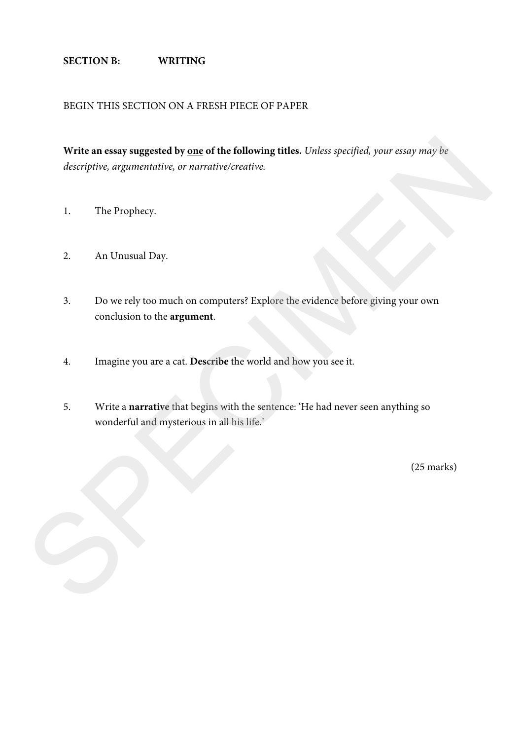**SECTION B: WRITING**

BEGIN THIS SECTION ON A FRESH PIECE OF PAPER

**Write an essay suggested by <u>one</u> of the following titles.** *Unless specified, your essay may be descriptive, argumentative, or narrative/creative.*

1. The Prophecy.

2. An Unusual Day.

3. Do we rely too much on computers? Explore the evidence before giving your own conclusion to the **argument**.

4. Imagine you are a cat. **Describe** the world and how you see it.

5. Write a **narrative** that begins with the sentence: 'He had never seen anything so wonderful and mysterious in all his life.'

(25 marks)